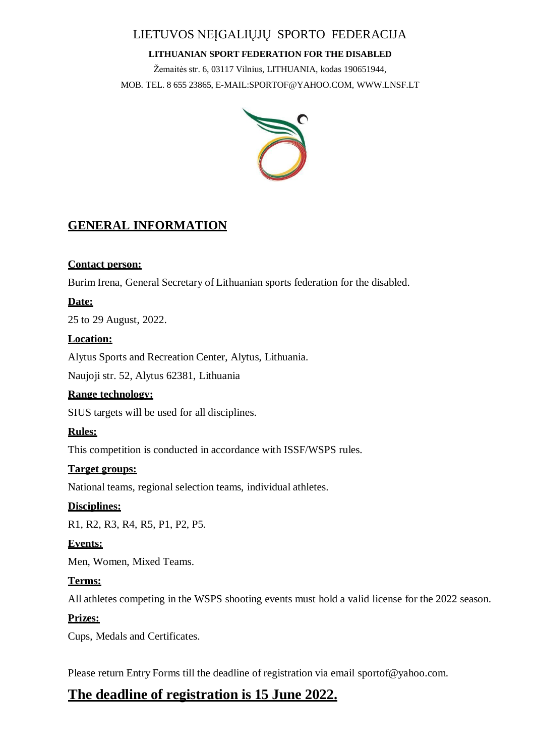LIETUVOS NEĮGALIŲJŲ SPORTO FEDERACIJA

**LITHUANIAN SPORT FEDERATION FOR THE DISABLED**

Žemaitės str. 6, 03117 Vilnius, LITHUANIA, kodas 190651944,

MOB. TEL. 8 655 23865, E-MAIL:SPORTOF@YAHOO.COM, WWW.LNSF.LT

## GENERAL INFORMATION

**Contact person:**

Burim Irena, General Secretary of Lithuanian sports federation for the disabled.

**Date:**

25 to 29 August, 2022.

**Location:**

Alytus Sports and Recreation Center, Alytus, Lithuania.

Naujoji str. 52, Alytus 62381, Lithuania

**Range technology:**

SIUS targets will be used for all disciplines.

**Rules:**

This competition is conducted in accordance with ISSF/WSPS rules.

**Target groups:**

National teams, regional selection teams, individual athletes.

**Disciplines:**

R1, R2, R3, R4, R5, P1, P2, P5.

**Events:**

Men, Women, Mixed Teams.

**Terms:**

All athletes competing in the WSPS shooting events must hold a valid license for the 2022 season.

**Prizes:**

Cups, Medals and Certificates.

Please return Entry Forms till the deadline of registration via email sportof@yahoo.com.

## The deadline of registration is 15 June 2022.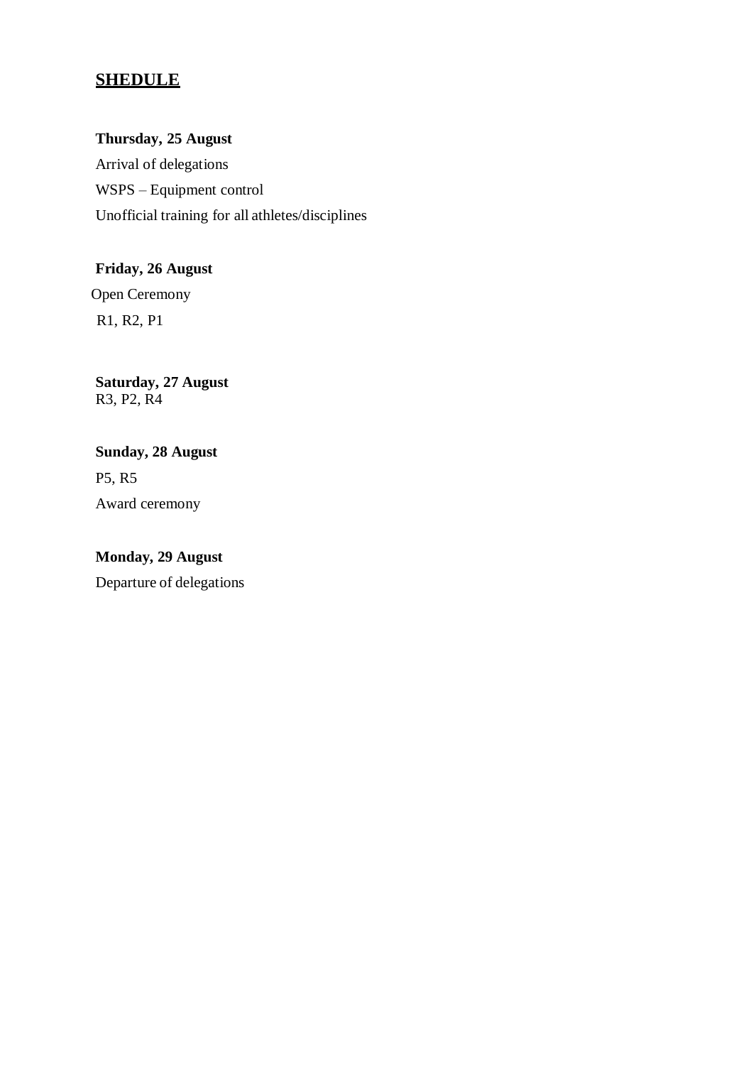## SHEDULE

**Thursday, 25 August**

Arrival of delegations

WSPS – Equipment control

Unofficial training for all athletes/disciplines

**Friday, 26 August**

Open Ceremony

R1, R2, P1

**Saturday, 27 August**

R3, P2, R4

**Sunday, 28 August**

P5, R5

Award ceremony

**Monday, 29 August**

Departure of delegations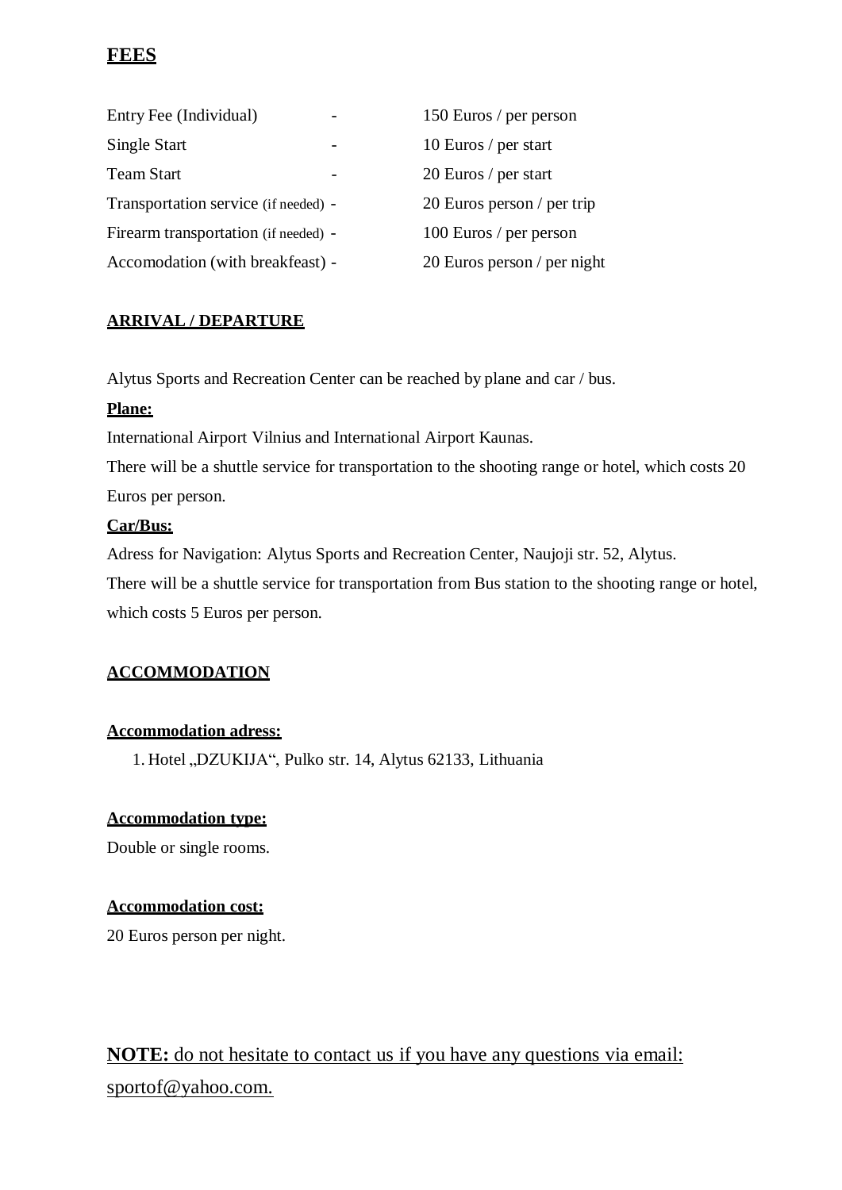## FEES

| | | |
|---|---|---|
| Entry Fee (Individual) | - | 150 Euros / per person |
| Single Start | - | 10 Euros / per start |
| Team Start | - | 20 Euros / per start |
| Transportation service (if needed) | - | 20 Euros person / per trip |
| Firearm transportation (if needed) | - | 100 Euros / per person |
| Accomodation (with breakfeast) | - | 20 Euros person / per night |

### ARRIVAL / DEPARTURE

Alytus Sports and Recreation Center can be reached by plane and car / bus.

**Plane:**

International Airport Vilnius and International Airport Kaunas.

There will be a shuttle service for transportation to the shooting range or hotel, which costs 20 Euros per person.

**Car/Bus:**

Adress for Navigation: Alytus Sports and Recreation Center, Naujoji str. 52, Alytus.

There will be a shuttle service for transportation from Bus station to the shooting range or hotel, which costs 5 Euros per person.

### ACCOMMODATION

**Accommodation adress:**

1. Hotel „DZUKIJA", Pulko str. 14, Alytus 62133, Lithuania

**Accommodation type:**

Double or single rooms.

**Accommodation cost:**

20 Euros person per night.

**NOTE:** do not hesitate to contact us if you have any questions via email: sportof@yahoo.com.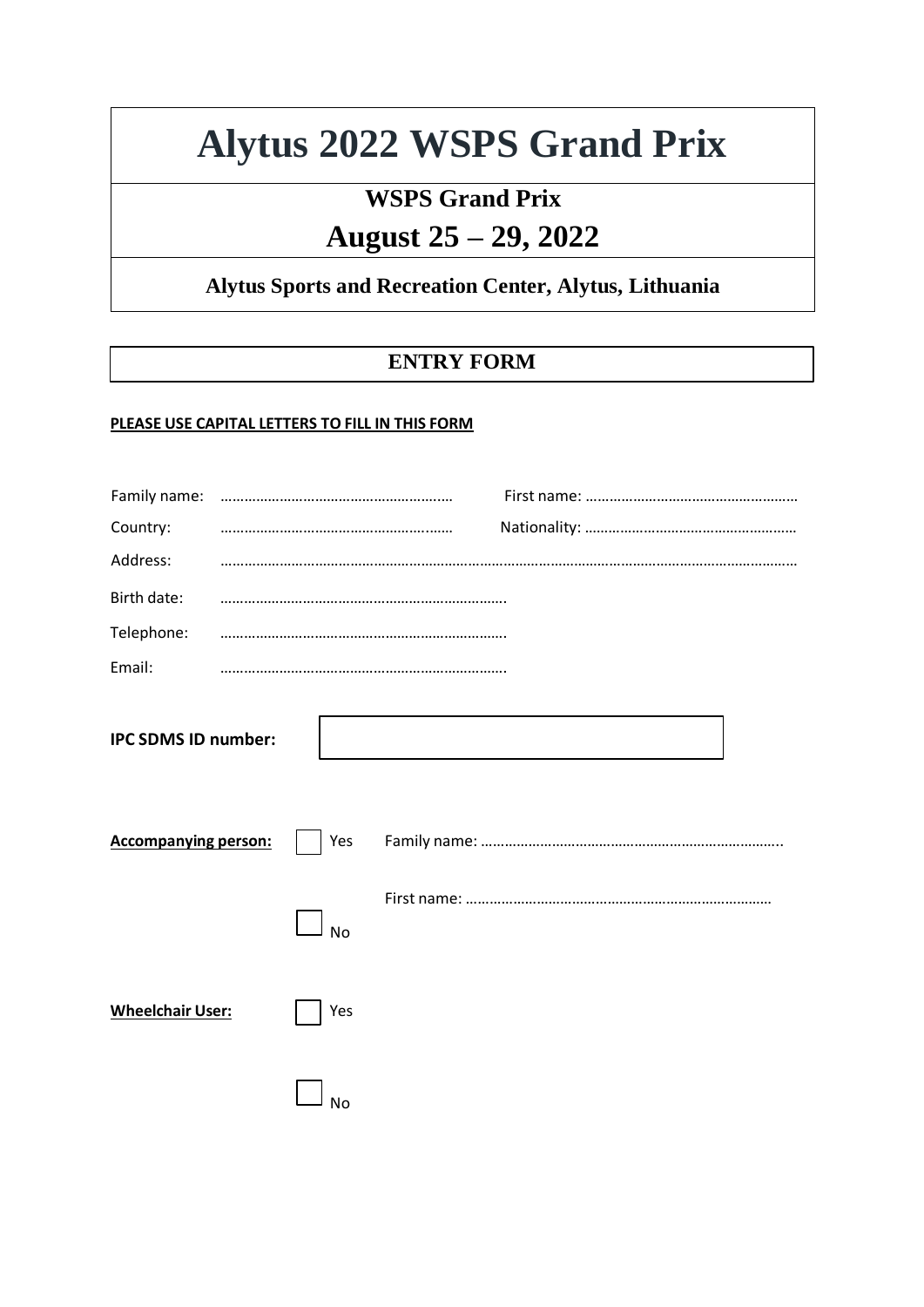# Alytus 2022 WSPS Grand Prix

## WSPS Grand Prix

## August 25 – 29, 2022

### Alytus Sports and Recreation Center, Alytus, Lithuania

## ENTRY FORM

**PLEASE USE CAPITAL LETTERS TO FILL IN THIS FORM**

Family name: …………………………………………………… First name: ………………………………………………

Country: …………………………………………………… Nationality: ………………………………………………

Address: ……………………………………………………………………………………………………………………………

Birth date: ………………………………………………………………

Telephone: ………………………………………………………………

Email: ………………………………………………………………

**IPC SDMS ID number:** [ ]

**Accompanying person:** ☐ Yes Family name: ………………………………………………………………

First name: ………………………………………………………………

☐ No

**Wheelchair User:** ☐ Yes

☐ No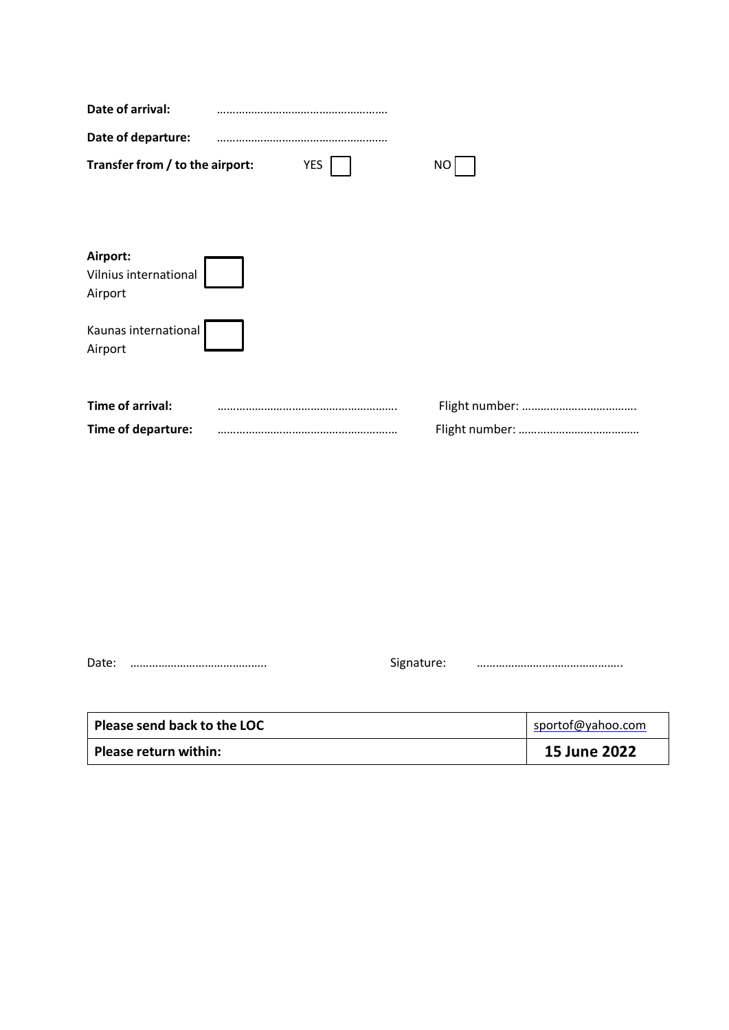**Date of arrival:** ………………………………………………

**Date of departure:** ………………………………………………

**Transfer from / to the airport:** YES ☐ NO ☐

**Airport:**

Vilnius international Airport ☐

Kaunas international Airport ☐

**Time of arrival:** ………………………………………………. Flight number: ……………………………….

**Time of departure:** ………………………………………………… Flight number: …………………………………

Date: …………………………………….. Signature: ………………………………………..

| | |
|---|---|
| **Please send back to the LOC** | sportof@yahoo.com |
| **Please return within:** | **15 June 2022** |